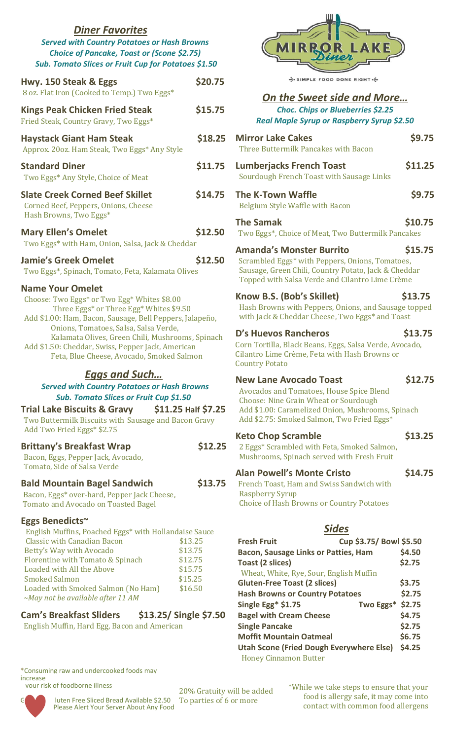## *Diner Favorites*

***Served with Country Potatoes or Hash Browns***
***Choice of Pancake, Toast or (Scone $2.75)***
***Sub. Tomato Slices or Fruit Cup for Potatoes $1.50***

**Hwy. 150 Steak & Eggs** — **$20.75**
8 oz. Flat Iron (Cooked to Temp.) Two Eggs*

**Kings Peak Chicken Fried Steak** — **$15.75**
Fried Steak, Country Gravy, Two Eggs*

**Haystack Giant Ham Steak** — **$18.25**
Approx. 20oz. Ham Steak, Two Eggs* Any Style

**Standard Diner** — **$11.75**
Two Eggs* Any Style, Choice of Meat

**Slate Creek Corned Beef Skillet** — **$14.75**
Corned Beef, Peppers, Onions, Cheese
Hash Browns, Two Eggs*

**Mary Ellen's Omelet** — **$12.50**
Two Eggs* with Ham, Onion, Salsa, Jack & Cheddar

**Jamie's Greek Omelet** — **$12.50**
Two Eggs*, Spinach, Tomato, Feta, Kalamata Olives

**Name Your Omelet**
Choose: Two Eggs* or Two Egg* Whites $8.00
Three Eggs* or Three Egg* Whites $9.50
Add $1.00: Ham, Bacon, Sausage, Bell Peppers, Jalapeño, Onions, Tomatoes, Salsa, Salsa Verde, Kalamata Olives, Green Chili, Mushrooms, Spinach
Add $1.50: Cheddar, Swiss, Pepper Jack, American Feta, Blue Cheese, Avocado, Smoked Salmon

## *Eggs and Such…*

***Served with Country Potatoes or Hash Browns***
***Sub. Tomato Slices or Fruit Cup $1.50***

**Trial Lake Biscuits & Gravy** — **$11.25 Half $7.25**
Two Buttermilk Biscuits with Sausage and Bacon Gravy
Add Two Fried Eggs* $2.75

**Brittany's Breakfast Wrap** — **$12.25**
Bacon, Eggs, Pepper Jack, Avocado, Tomato, Side of Salsa Verde

**Bald Mountain Bagel Sandwich** — **$13.75**
Bacon, Eggs* over-hard, Pepper Jack Cheese, Tomato and Avocado on Toasted Bagel

**Eggs Benedicts~**
English Muffins, Poached Eggs* with Hollandaise Sauce

| | |
|---|---|
| Classic with Canadian Bacon | $13.25 |
| Betty's Way with Avocado | $13.75 |
| Florentine with Tomato & Spinach | $12.75 |
| Loaded with All the Above | $15.75 |
| Smoked Salmon | $15.25 |
| Loaded with Smoked Salmon (No Ham) | $16.50 |

*~May not be available after 11 AM*

**Cam's Breakfast Sliders** — **$13.25/ Single $7.50**
English Muffin, Hard Egg, Bacon and American

# MIRROR LAKE Diner

SIMPLE FOOD DONE RIGHT

## *On the Sweet side and More…*

***Choc. Chips or Blueberries $2.25***
***Real Maple Syrup or Raspberry Syrup $2.50***

**Mirror Lake Cakes** — **$9.75**
Three Buttermilk Pancakes with Bacon

**Lumberjacks French Toast** — **$11.25**
Sourdough French Toast with Sausage Links

**The K-Town Waffle** — **$9.75**
Belgium Style Waffle with Bacon

**The Samak** — **$10.75**
Two Eggs*, Choice of Meat, Two Buttermilk Pancakes

**Amanda's Monster Burrito** — **$15.75**
Scrambled Eggs* with Peppers, Onions, Tomatoes, Sausage, Green Chili, Country Potato, Jack & Cheddar
Topped with Salsa Verde and Cilantro Lime Crème

**Know B.S. (Bob's Skillet)** — **$13.75**
Hash Browns with Peppers, Onions, and Sausage topped with Jack & Cheddar Cheese, Two Eggs* and Toast

**D's Huevos Rancheros** — **$13.75**
Corn Tortilla, Black Beans, Eggs, Salsa Verde, Avocado, Cilantro Lime Crème, Feta with Hash Browns or Country Potato

**New Lane Avocado Toast** — **$12.75**
Avocados and Tomatoes, House Spice Blend
Choose: Nine Grain Wheat or Sourdough
Add $1.00: Caramelized Onion, Mushrooms, Spinach
Add $2.75: Smoked Salmon, Two Fried Eggs*

**Keto Chop Scramble** — **$13.25**
2 Eggs* Scrambled with Feta, Smoked Salmon, Mushrooms, Spinach served with Fresh Fruit

**Alan Powell's Monte Cristo** — **$14.75**
French Toast, Ham and Swiss Sandwich with Raspberry Syrup
Choice of Hash Browns or Country Potatoes

## *Sides*

| | |
|---|---|
| **Fresh Fruit** | **Cup $3.75/ Bowl $5.50** |
| **Bacon, Sausage Links or Patties, Ham** | **$4.50** |
| **Toast (2 slices)** | **$2.75** |
| Wheat, White, Rye, Sour, English Muffin | |
| **Gluten-Free Toast (2 slices)** | **$3.75** |
| **Hash Browns or Country Potatoes** | **$2.75** |
| **Single Egg* $1.75** Two Eggs* | **$2.75** |
| **Bagel with Cream Cheese** | **$4.75** |
| **Single Pancake** | **$2.75** |
| **Moffit Mountain Oatmeal** | **$6.75** |
| **Utah Scone (Fried Dough Everywhere Else)** | **$4.25** |
| Honey Cinnamon Butter | |

*Consuming raw and undercooked foods may increase your risk of foodborne illness

Gluten Free Sliced Bread Available $2.50
Please Alert Your Server About Any Food

20% Gratuity will be added To parties of 6 or more

*While we take steps to ensure that your food is allergy safe, it may come into contact with common food allergens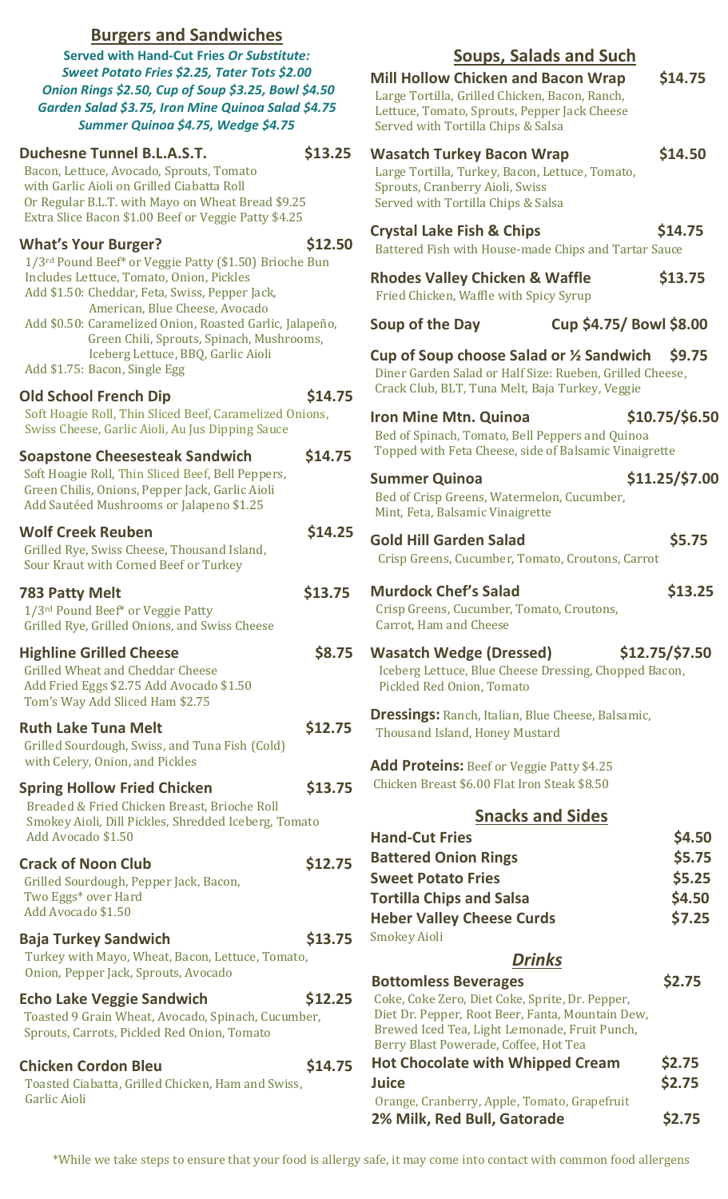## Burgers and Sandwiches

***Served with Hand-Cut Fries Or Substitute: Sweet Potato Fries $2.25, Tater Tots $2.00 Onion Rings $2.50, Cup of Soup $3.25, Bowl $4.50 Garden Salad $3.75, Iron Mine Quinoa Salad $4.75 Summer Quinoa $4.75, Wedge $4.75***

**Duchesne Tunnel B.L.A.S.T.** **$13.25**
Bacon, Lettuce, Avocado, Sprouts, Tomato with Garlic Aioli on Grilled Ciabatta Roll
Or Regular B.L.T. with Mayo on Wheat Bread $9.25
Extra Slice Bacon $1.00 Beef or Veggie Patty $4.25

**What's Your Burger?** **$12.50**
1/3rd Pound Beef* or Veggie Patty ($1.50) Brioche Bun
Includes Lettuce, Tomato, Onion, Pickles
Add $1.50: Cheddar, Feta, Swiss, Pepper Jack, American, Blue Cheese, Avocado
Add $0.50: Caramelized Onion, Roasted Garlic, Jalapeño, Green Chili, Sprouts, Spinach, Mushrooms, Iceberg Lettuce, BBQ, Garlic Aioli
Add $1.75: Bacon, Single Egg

**Old School French Dip** **$14.75**
Soft Hoagie Roll, Thin Sliced Beef, Caramelized Onions, Swiss Cheese, Garlic Aioli, Au Jus Dipping Sauce

**Soapstone Cheesesteak Sandwich** **$14.75**
Soft Hoagie Roll, Thin Sliced Beef, Bell Peppers, Green Chilis, Onions, Pepper Jack, Garlic Aioli
Add Sautéed Mushrooms or Jalapeno $1.25

**Wolf Creek Reuben** **$14.25**
Grilled Rye, Swiss Cheese, Thousand Island, Sour Kraut with Corned Beef or Turkey

**783 Patty Melt** **$13.75**
1/3rd Pound Beef* or Veggie Patty
Grilled Rye, Grilled Onions, and Swiss Cheese

**Highline Grilled Cheese** **$8.75**
Grilled Wheat and Cheddar Cheese
Add Fried Eggs $2.75 Add Avocado $1.50
Tom's Way Add Sliced Ham $2.75

**Ruth Lake Tuna Melt** **$12.75**
Grilled Sourdough, Swiss, and Tuna Fish (Cold) with Celery, Onion, and Pickles

**Spring Hollow Fried Chicken** **$13.75**
Breaded & Fried Chicken Breast, Brioche Roll
Smokey Aioli, Dill Pickles, Shredded Iceberg, Tomato
Add Avocado $1.50

**Crack of Noon Club** **$12.75**
Grilled Sourdough, Pepper Jack, Bacon, Two Eggs* over Hard
Add Avocado $1.50

**Baja Turkey Sandwich** **$13.75**
Turkey with Mayo, Wheat, Bacon, Lettuce, Tomato, Onion, Pepper Jack, Sprouts, Avocado

**Echo Lake Veggie Sandwich** **$12.25**
Toasted 9 Grain Wheat, Avocado, Spinach, Cucumber, Sprouts, Carrots, Pickled Red Onion, Tomato

**Chicken Cordon Bleu** **$14.75**
Toasted Ciabatta, Grilled Chicken, Ham and Swiss, Garlic Aioli

## Soups, Salads and Such

**Mill Hollow Chicken and Bacon Wrap** **$14.75**
Large Tortilla, Grilled Chicken, Bacon, Ranch, Lettuce, Tomato, Sprouts, Pepper Jack Cheese
Served with Tortilla Chips & Salsa

**Wasatch Turkey Bacon Wrap** **$14.50**
Large Tortilla, Turkey, Bacon, Lettuce, Tomato, Sprouts, Cranberry Aioli, Swiss
Served with Tortilla Chips & Salsa

**Crystal Lake Fish & Chips** **$14.75**
Battered Fish with House-made Chips and Tartar Sauce

**Rhodes Valley Chicken & Waffle** **$13.75**
Fried Chicken, Waffle with Spicy Syrup

**Soup of the Day** **Cup $4.75/ Bowl $8.00**

**Cup of Soup choose Salad or ½ Sandwich** **$9.75**
Diner Garden Salad or Half Size: Rueben, Grilled Cheese, Crack Club, BLT, Tuna Melt, Baja Turkey, Veggie

**Iron Mine Mtn. Quinoa** **$10.75/$6.50**
Bed of Spinach, Tomato, Bell Peppers and Quinoa
Topped with Feta Cheese, side of Balsamic Vinaigrette

**Summer Quinoa** **$11.25/$7.00**
Bed of Crisp Greens, Watermelon, Cucumber, Mint, Feta, Balsamic Vinaigrette

**Gold Hill Garden Salad** **$5.75**
Crisp Greens, Cucumber, Tomato, Croutons, Carrot

**Murdock Chef's Salad** **$13.25**
Crisp Greens, Cucumber, Tomato, Croutons, Carrot, Ham and Cheese

**Wasatch Wedge (Dressed)** **$12.75/$7.50**
Iceberg Lettuce, Blue Cheese Dressing, Chopped Bacon, Pickled Red Onion, Tomato

**Dressings:** Ranch, Italian, Blue Cheese, Balsamic, Thousand Island, Honey Mustard

**Add Proteins:** Beef or Veggie Patty $4.25
Chicken Breast $6.00 Flat Iron Steak $8.50

## Snacks and Sides

| Item | Price |
|---|---|
| **Hand-Cut Fries** | **$4.50** |
| **Battered Onion Rings** | **$5.75** |
| **Sweet Potato Fries** | **$5.25** |
| **Tortilla Chips and Salsa** | **$4.50** |
| **Heber Valley Cheese Curds** | **$7.25** |

Smokey Aioli

## *Drinks*

**Bottomless Beverages** **$2.75**
Coke, Coke Zero, Diet Coke, Sprite, Dr. Pepper, Diet Dr. Pepper, Root Beer, Fanta, Mountain Dew, Brewed Iced Tea, Light Lemonade, Fruit Punch, Berry Blast Powerade, Coffee, Hot Tea

**Hot Chocolate with Whipped Cream** **$2.75**

**Juice** **$2.75**
Orange, Cranberry, Apple, Tomato, Grapefruit

**2% Milk, Red Bull, Gatorade** **$2.75**

*While we take steps to ensure that your food is allergy safe, it may come into contact with common food allergens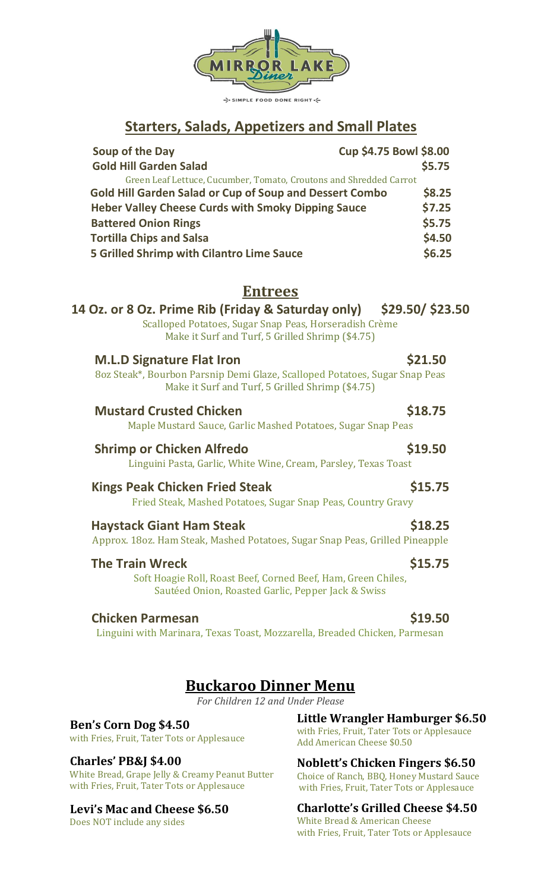MIRROR LAKE Diner

SIMPLE FOOD DONE RIGHT

## Starters, Salads, Appetizers and Small Plates

**Soup of the Day** — **Cup $4.75 Bowl $8.00**

**Gold Hill Garden Salad** — **$5.75**
Green Leaf Lettuce, Cucumber, Tomato, Croutons and Shredded Carrot

**Gold Hill Garden Salad or Cup of Soup and Dessert Combo** — **$8.25**

**Heber Valley Cheese Curds with Smoky Dipping Sauce** — **$7.25**

**Battered Onion Rings** — **$5.75**

**Tortilla Chips and Salsa** — **$4.50**

**5 Grilled Shrimp with Cilantro Lime Sauce** — **$6.25**

## Entrees

**14 Oz. or 8 Oz. Prime Rib (Friday & Saturday only)** — **$29.50/ $23.50**
Scalloped Potatoes, Sugar Snap Peas, Horseradish Crème
Make it Surf and Turf, 5 Grilled Shrimp ($4.75)

**M.L.D Signature Flat Iron** — **$21.50**
8oz Steak*, Bourbon Parsnip Demi Glaze, Scalloped Potatoes, Sugar Snap Peas
Make it Surf and Turf, 5 Grilled Shrimp ($4.75)

**Mustard Crusted Chicken** — **$18.75**
Maple Mustard Sauce, Garlic Mashed Potatoes, Sugar Snap Peas

**Shrimp or Chicken Alfredo** — **$19.50**
Linguini Pasta, Garlic, White Wine, Cream, Parsley, Texas Toast

**Kings Peak Chicken Fried Steak** — **$15.75**
Fried Steak, Mashed Potatoes, Sugar Snap Peas, Country Gravy

**Haystack Giant Ham Steak** — **$18.25**
Approx. 18oz. Ham Steak, Mashed Potatoes, Sugar Snap Peas, Grilled Pineapple

**The Train Wreck** — **$15.75**
Soft Hoagie Roll, Roast Beef, Corned Beef, Ham, Green Chiles, Sautéed Onion, Roasted Garlic, Pepper Jack & Swiss

**Chicken Parmesan** — **$19.50**
Linguini with Marinara, Texas Toast, Mozzarella, Breaded Chicken, Parmesan

## Buckaroo Dinner Menu

*For Children 12 and Under Please*

**Ben's Corn Dog $4.50**
with Fries, Fruit, Tater Tots or Applesauce

**Charles' PB&J $4.00**
White Bread, Grape Jelly & Creamy Peanut Butter
with Fries, Fruit, Tater Tots or Applesauce

**Levi's Mac and Cheese $6.50**
Does NOT include any sides

**Little Wrangler Hamburger $6.50**
with Fries, Fruit, Tater Tots or Applesauce
Add American Cheese $0.50

**Noblett's Chicken Fingers $6.50**
Choice of Ranch, BBQ, Honey Mustard Sauce
with Fries, Fruit, Tater Tots or Applesauce

**Charlotte's Grilled Cheese $4.50**
White Bread & American Cheese
with Fries, Fruit, Tater Tots or Applesauce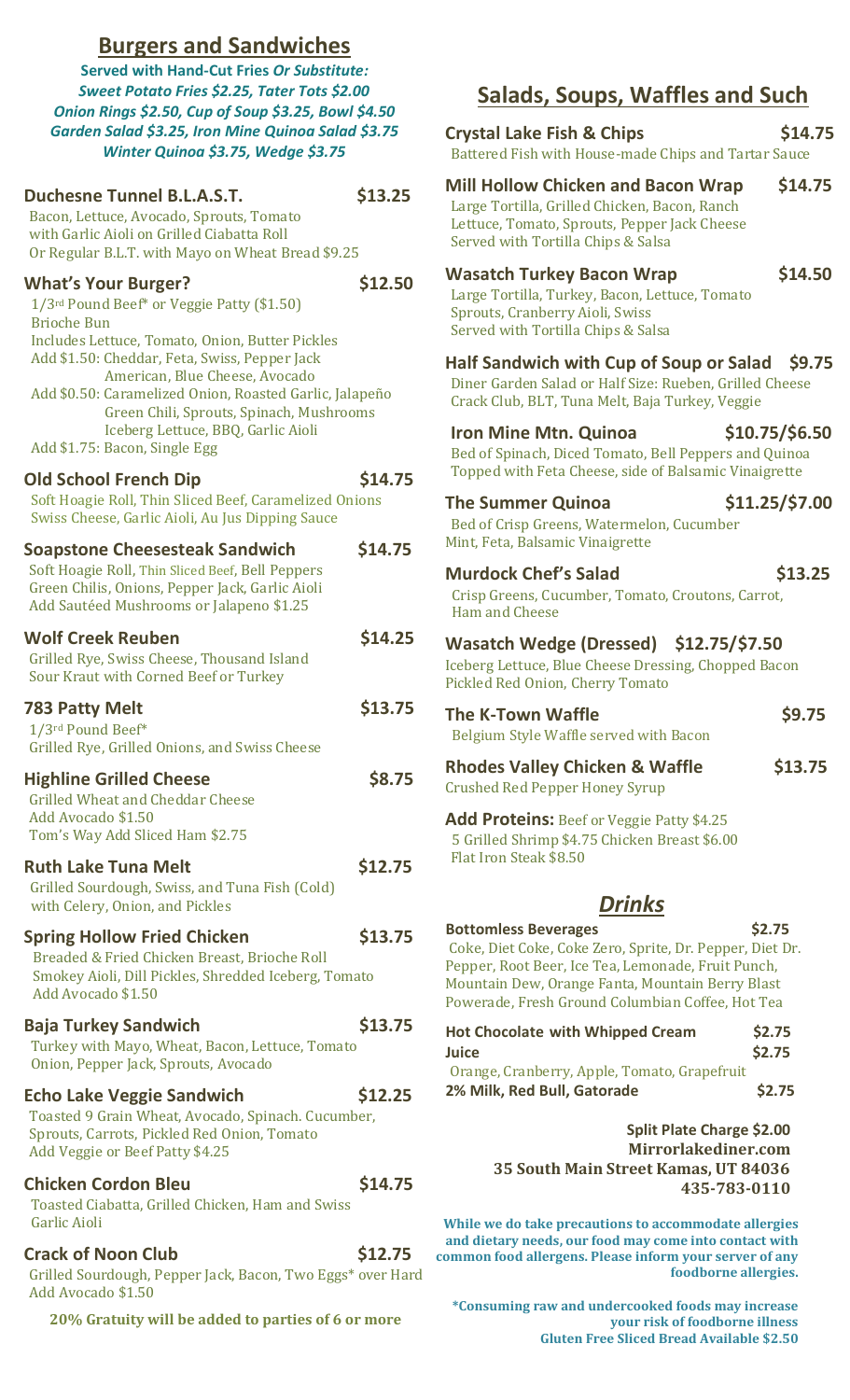## Burgers and Sandwiches

**Served with Hand-Cut Fries** ***Or Substitute:***
***Sweet Potato Fries $2.25, Tater Tots $2.00***
***Onion Rings $2.50, Cup of Soup $3.25, Bowl $4.50***
***Garden Salad $3.25, Iron Mine Quinoa Salad $3.75***
***Winter Quinoa $3.75, Wedge $3.75***

**Duchesne Tunnel B.L.A.S.T.** **$13.25**
Bacon, Lettuce, Avocado, Sprouts, Tomato
with Garlic Aioli on Grilled Ciabatta Roll
Or Regular B.L.T. with Mayo on Wheat Bread $9.25

**What's Your Burger?** **$12.50**
1/3rd Pound Beef* or Veggie Patty ($1.50)
Brioche Bun
Includes Lettuce, Tomato, Onion, Butter Pickles
Add $1.50: Cheddar, Feta, Swiss, Pepper Jack
American, Blue Cheese, Avocado
Add $0.50: Caramelized Onion, Roasted Garlic, Jalapeño
Green Chili, Sprouts, Spinach, Mushrooms
Iceberg Lettuce, BBQ, Garlic Aioli
Add $1.75: Bacon, Single Egg

**Old School French Dip** **$14.75**
Soft Hoagie Roll, Thin Sliced Beef, Caramelized Onions
Swiss Cheese, Garlic Aioli, Au Jus Dipping Sauce

**Soapstone Cheesesteak Sandwich** **$14.75**
Soft Hoagie Roll, Thin Sliced Beef, Bell Peppers
Green Chilis, Onions, Pepper Jack, Garlic Aioli
Add Sautéed Mushrooms or Jalapeno $1.25

**Wolf Creek Reuben** **$14.25**
Grilled Rye, Swiss Cheese, Thousand Island
Sour Kraut with Corned Beef or Turkey

**783 Patty Melt** **$13.75**
1/3rd Pound Beef*
Grilled Rye, Grilled Onions, and Swiss Cheese

**Highline Grilled Cheese** **$8.75**
Grilled Wheat and Cheddar Cheese
Add Avocado $1.50
Tom's Way Add Sliced Ham $2.75

**Ruth Lake Tuna Melt** **$12.75**
Grilled Sourdough, Swiss, and Tuna Fish (Cold)
with Celery, Onion, and Pickles

**Spring Hollow Fried Chicken** **$13.75**
Breaded & Fried Chicken Breast, Brioche Roll
Smokey Aioli, Dill Pickles, Shredded Iceberg, Tomato
Add Avocado $1.50

**Baja Turkey Sandwich** **$13.75**
Turkey with Mayo, Wheat, Bacon, Lettuce, Tomato
Onion, Pepper Jack, Sprouts, Avocado

**Echo Lake Veggie Sandwich** **$12.25**
Toasted 9 Grain Wheat, Avocado, Spinach. Cucumber,
Sprouts, Carrots, Pickled Red Onion, Tomato
Add Veggie or Beef Patty $4.25

**Chicken Cordon Bleu** **$14.75**
Toasted Ciabatta, Grilled Chicken, Ham and Swiss
Garlic Aioli

**Crack of Noon Club** **$12.75**
Grilled Sourdough, Pepper Jack, Bacon, Two Eggs* over Hard
Add Avocado $1.50

**20% Gratuity will be added to parties of 6 or more**

## Salads, Soups, Waffles and Such

**Crystal Lake Fish & Chips** **$14.75**
Battered Fish with House-made Chips and Tartar Sauce

**Mill Hollow Chicken and Bacon Wrap** **$14.75**
Large Tortilla, Grilled Chicken, Bacon, Ranch
Lettuce, Tomato, Sprouts, Pepper Jack Cheese
Served with Tortilla Chips & Salsa

**Wasatch Turkey Bacon Wrap** **$14.50**
Large Tortilla, Turkey, Bacon, Lettuce, Tomato
Sprouts, Cranberry Aioli, Swiss
Served with Tortilla Chips & Salsa

**Half Sandwich with Cup of Soup or Salad** **$9.75**
Diner Garden Salad or Half Size: Rueben, Grilled Cheese
Crack Club, BLT, Tuna Melt, Baja Turkey, Veggie

**Iron Mine Mtn. Quinoa** **$10.75/$6.50**
Bed of Spinach, Diced Tomato, Bell Peppers and Quinoa
Topped with Feta Cheese, side of Balsamic Vinaigrette

**The Summer Quinoa** **$11.25/$7.00**
Bed of Crisp Greens, Watermelon, Cucumber
Mint, Feta, Balsamic Vinaigrette

**Murdock Chef's Salad** **$13.25**
Crisp Greens, Cucumber, Tomato, Croutons, Carrot,
Ham and Cheese

**Wasatch Wedge (Dressed)** **$12.75/$7.50**
Iceberg Lettuce, Blue Cheese Dressing, Chopped Bacon
Pickled Red Onion, Cherry Tomato

**The K-Town Waffle** **$9.75**
Belgium Style Waffle served with Bacon

**Rhodes Valley Chicken & Waffle** **$13.75**
Crushed Red Pepper Honey Syrup

**Add Proteins:** Beef or Veggie Patty $4.25
5 Grilled Shrimp $4.75 Chicken Breast $6.00
Flat Iron Steak $8.50

## *Drinks*

**Bottomless Beverages** **$2.75**
Coke, Diet Coke, Coke Zero, Sprite, Dr. Pepper, Diet Dr. Pepper, Root Beer, Ice Tea, Lemonade, Fruit Punch, Mountain Dew, Orange Fanta, Mountain Berry Blast Powerade, Fresh Ground Columbian Coffee, Hot Tea

**Hot Chocolate with Whipped Cream** **$2.75**
**Juice** **$2.75**
Orange, Cranberry, Apple, Tomato, Grapefruit
**2% Milk, Red Bull, Gatorade** **$2.75**

**Split Plate Charge $2.00**
**Mirrorlakediner.com**
**35 South Main Street Kamas, UT 84036**
**435-783-0110**

**While we do take precautions to accommodate allergies and dietary needs, our food may come into contact with common food allergens. Please inform your server of any foodborne allergies.**

**\*Consuming raw and undercooked foods may increase your risk of foodborne illness**
**Gluten Free Sliced Bread Available $2.50**